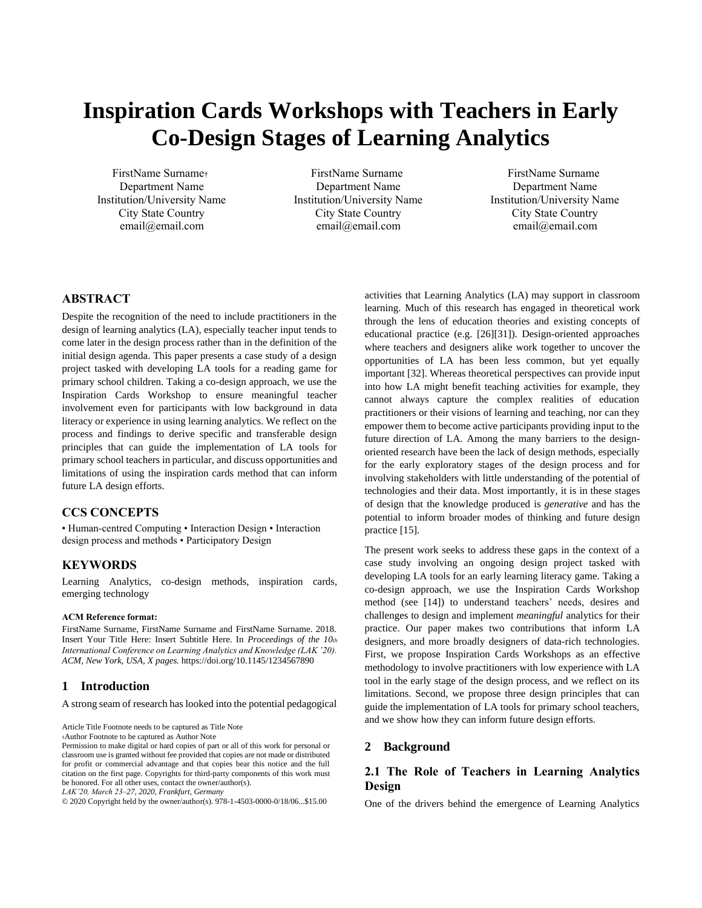# Inspiration Cards Workshops with Teachers in Early Co-Design Stages of Learning Analytics

FirstName Surname† Department Name Institution/University Name City State Country email@email.com

FirstName Surname Department Name Institution/University Name City State Country email@email.com

FirstName Surname Department Name Institution/University Name City State Country email@email.com

## ABSTRACT

Despite the recognition of the need to include practitioners in the design of learning analytics (LA), especially teacher input tends to come later in the design process rather than in the definition of the initial design agenda. This paper presents a case study of a design project tasked with developing LA tools for a reading game for primary school children. Taking a co-design approach, we use the Inspiration Cards Workshop to ensure meaningful teacher involvement even for participants with low background in data literacy or experience in using learning analytics. We reflect on the process and findings to derive specific and transferable design principles that can guide the implementation of LA tools for primary school teachers in particular, and discuss opportunities and limitations of using the inspiration cards method that can inform future LA design efforts.

## CCS CONCEPTS

• Human-centred Computing • Interaction Design • Interaction design process and methods • Participatory Design

## KEYWORDS

Learning Analytics, co-design methods, inspiration cards, emerging technology

**ACM Reference format:**

FirstName Surname, FirstName Surname and FirstName Surname. 2018. Insert Your Title Here: Insert Subtitle Here. In *Proceedings of the 10th International Conference on Learning Analytics and Knowledge (LAK '20). ACM, New York, USA, X pages.* https://doi.org/10.1145/1234567890

Article Title Footnote needs to be captured as Title Note
†Author Footnote to be captured as Author Note
Permission to make digital or hard copies of part or all of this work for personal or classroom use is granted without fee provided that copies are not made or distributed for profit or commercial advantage and that copies bear this notice and the full citation on the first page. Copyrights for third-party components of this work must be honored. For all other uses, contact the owner/author(s).
*LAK'20, March 23–27, 2020, Frankfurt, Germany*
© 2020 Copyright held by the owner/author(s). 978-1-4503-0000-0/18/06...$15.00

## 1 Introduction

A strong seam of research has looked into the potential pedagogical activities that Learning Analytics (LA) may support in classroom learning. Much of this research has engaged in theoretical work through the lens of education theories and existing concepts of educational practice (e.g. [26][31]). Design-oriented approaches where teachers and designers alike work together to uncover the opportunities of LA has been less common, but yet equally important [32]. Whereas theoretical perspectives can provide input into how LA might benefit teaching activities for example, they cannot always capture the complex realities of education practitioners or their visions of learning and teaching, nor can they empower them to become active participants providing input to the future direction of LA. Among the many barriers to the design-oriented research have been the lack of design methods, especially for the early exploratory stages of the design process and for involving stakeholders with little understanding of the potential of technologies and their data. Most importantly, it is in these stages of design that the knowledge produced is *generative* and has the potential to inform broader modes of thinking and future design practice [15].

The present work seeks to address these gaps in the context of a case study involving an ongoing design project tasked with developing LA tools for an early learning literacy game. Taking a co-design approach, we use the Inspiration Cards Workshop method (see [14]) to understand teachers' needs, desires and challenges to design and implement *meaningful* analytics for their practice. Our paper makes two contributions that inform LA designers, and more broadly designers of data-rich technologies. First, we propose Inspiration Cards Workshops as an effective methodology to involve practitioners with low experience with LA tool in the early stage of the design process, and we reflect on its limitations. Second, we propose three design principles that can guide the implementation of LA tools for primary school teachers, and we show how they can inform future design efforts.

## 2 Background

### 2.1 The Role of Teachers in Learning Analytics Design

One of the drivers behind the emergence of Learning Analytics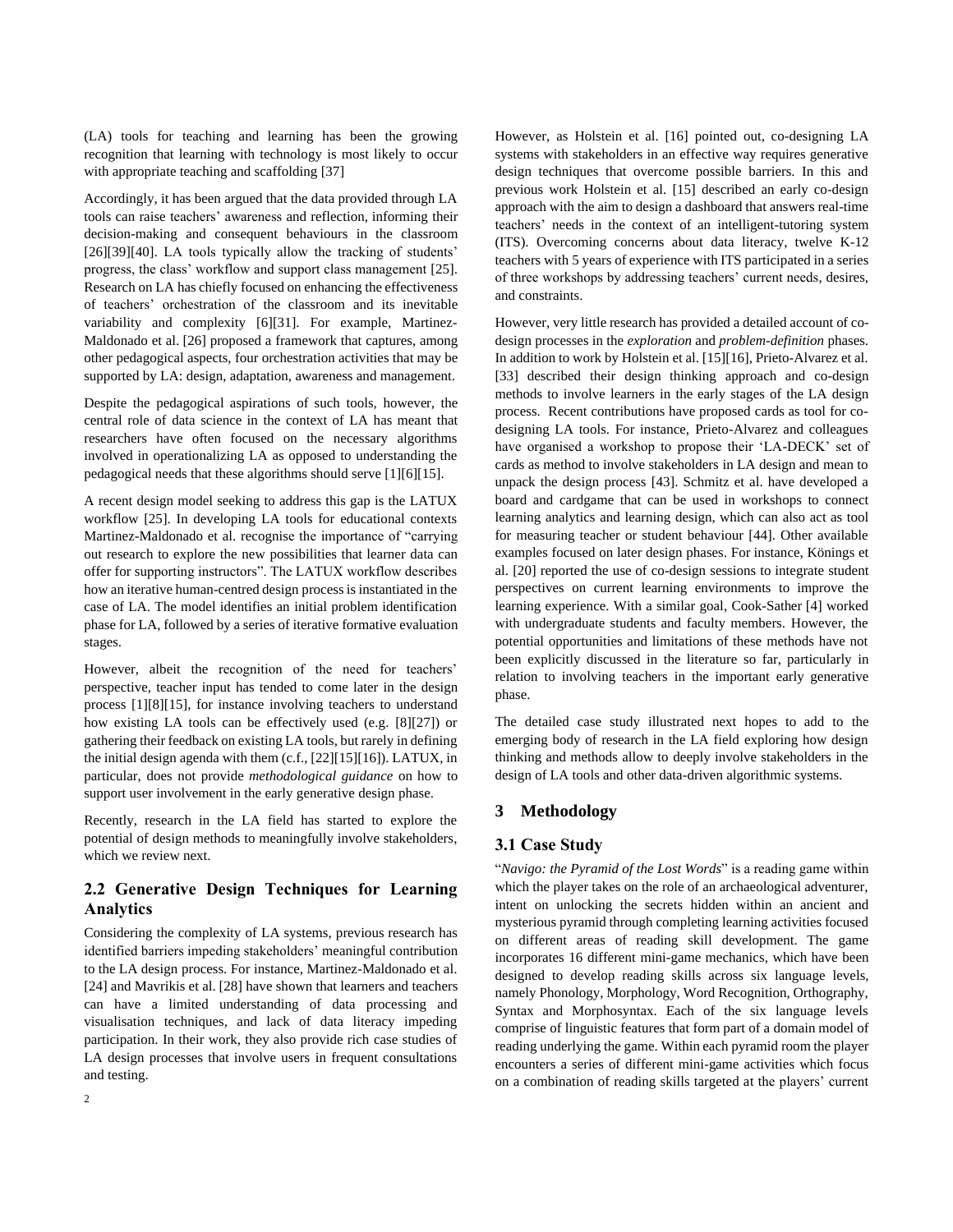(LA) tools for teaching and learning has been the growing recognition that learning with technology is most likely to occur with appropriate teaching and scaffolding [37]

Accordingly, it has been argued that the data provided through LA tools can raise teachers' awareness and reflection, informing their decision-making and consequent behaviours in the classroom [26][39][40]. LA tools typically allow the tracking of students' progress, the class' workflow and support class management [25]. Research on LA has chiefly focused on enhancing the effectiveness of teachers' orchestration of the classroom and its inevitable variability and complexity [6][31]. For example, Martinez-Maldonado et al. [26] proposed a framework that captures, among other pedagogical aspects, four orchestration activities that may be supported by LA: design, adaptation, awareness and management.

Despite the pedagogical aspirations of such tools, however, the central role of data science in the context of LA has meant that researchers have often focused on the necessary algorithms involved in operationalizing LA as opposed to understanding the pedagogical needs that these algorithms should serve [1][6][15].

A recent design model seeking to address this gap is the LATUX workflow [25]. In developing LA tools for educational contexts Martinez-Maldonado et al. recognise the importance of "carrying out research to explore the new possibilities that learner data can offer for supporting instructors". The LATUX workflow describes how an iterative human-centred design process is instantiated in the case of LA. The model identifies an initial problem identification phase for LA, followed by a series of iterative formative evaluation stages.

However, albeit the recognition of the need for teachers' perspective, teacher input has tended to come later in the design process [1][8][15], for instance involving teachers to understand how existing LA tools can be effectively used (e.g. [8][27]) or gathering their feedback on existing LA tools, but rarely in defining the initial design agenda with them (c.f., [22][15][16]). LATUX, in particular, does not provide *methodological guidance* on how to support user involvement in the early generative design phase.

Recently, research in the LA field has started to explore the potential of design methods to meaningfully involve stakeholders, which we review next.

## 2.2 Generative Design Techniques for Learning Analytics

Considering the complexity of LA systems, previous research has identified barriers impeding stakeholders' meaningful contribution to the LA design process. For instance, Martinez-Maldonado et al. [24] and Mavrikis et al. [28] have shown that learners and teachers can have a limited understanding of data processing and visualisation techniques, and lack of data literacy impeding participation. In their work, they also provide rich case studies of LA design processes that involve users in frequent consultations and testing.

However, as Holstein et al. [16] pointed out, co-designing LA systems with stakeholders in an effective way requires generative design techniques that overcome possible barriers. In this and previous work Holstein et al. [15] described an early co-design approach with the aim to design a dashboard that answers real-time teachers' needs in the context of an intelligent-tutoring system (ITS). Overcoming concerns about data literacy, twelve K-12 teachers with 5 years of experience with ITS participated in a series of three workshops by addressing teachers' current needs, desires, and constraints.

However, very little research has provided a detailed account of co-design processes in the *exploration* and *problem-definition* phases. In addition to work by Holstein et al. [15][16], Prieto-Alvarez et al. [33] described their design thinking approach and co-design methods to involve learners in the early stages of the LA design process. Recent contributions have proposed cards as tool for co-designing LA tools. For instance, Prieto-Alvarez and colleagues have organised a workshop to propose their 'LA-DECK' set of cards as method to involve stakeholders in LA design and mean to unpack the design process [43]. Schmitz et al. have developed a board and cardgame that can be used in workshops to connect learning analytics and learning design, which can also act as tool for measuring teacher or student behaviour [44]. Other available examples focused on later design phases. For instance, Könings et al. [20] reported the use of co-design sessions to integrate student perspectives on current learning environments to improve the learning experience. With a similar goal, Cook-Sather [4] worked with undergraduate students and faculty members. However, the potential opportunities and limitations of these methods have not been explicitly discussed in the literature so far, particularly in relation to involving teachers in the important early generative phase.

The detailed case study illustrated next hopes to add to the emerging body of research in the LA field exploring how design thinking and methods allow to deeply involve stakeholders in the design of LA tools and other data-driven algorithmic systems.

# 3 Methodology

## 3.1 Case Study

"*Navigo: the Pyramid of the Lost Words*" is a reading game within which the player takes on the role of an archaeological adventurer, intent on unlocking the secrets hidden within an ancient and mysterious pyramid through completing learning activities focused on different areas of reading skill development. The game incorporates 16 different mini-game mechanics, which have been designed to develop reading skills across six language levels, namely Phonology, Morphology, Word Recognition, Orthography, Syntax and Morphosyntax. Each of the six language levels comprise of linguistic features that form part of a domain model of reading underlying the game. Within each pyramid room the player encounters a series of different mini-game activities which focus on a combination of reading skills targeted at the players' current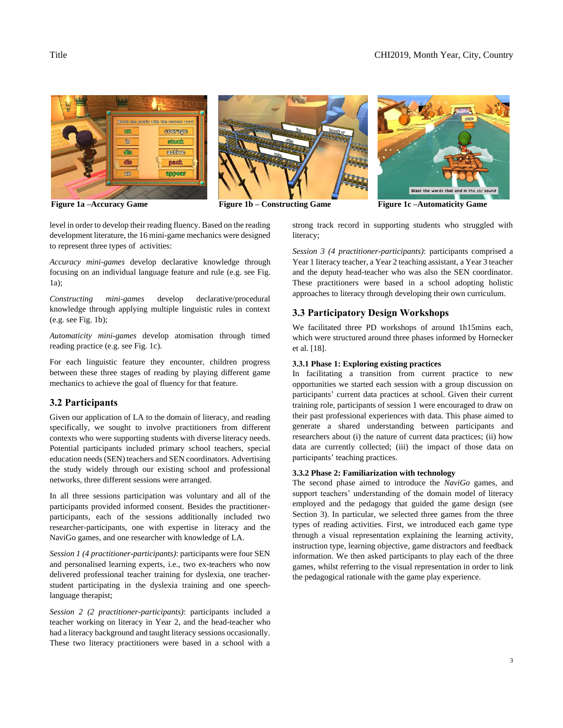Figure 1a –Accuracy Game

Figure 1b – Constructing Game

Figure 1c –Automaticity Game

level in order to develop their reading fluency. Based on the reading development literature, the 16 mini-game mechanics were designed to represent three types of activities:

*Accuracy mini-games* develop declarative knowledge through focusing on an individual language feature and rule (e.g. see Fig. 1a);

*Constructing mini-games* develop declarative/procedural knowledge through applying multiple linguistic rules in context (e.g. see Fig. 1b);

*Automaticity mini-games* develop atomisation through timed reading practice (e.g. see Fig. 1c).

For each linguistic feature they encounter, children progress between these three stages of reading by playing different game mechanics to achieve the goal of fluency for that feature.

## 3.2 Participants

Given our application of LA to the domain of literacy, and reading specifically, we sought to involve practitioners from different contexts who were supporting students with diverse literacy needs. Potential participants included primary school teachers, special education needs (SEN) teachers and SEN coordinators. Advertising the study widely through our existing school and professional networks, three different sessions were arranged.

In all three sessions participation was voluntary and all of the participants provided informed consent. Besides the practitioner-participants, each of the sessions additionally included two researcher-participants, one with expertise in literacy and the NaviGo games, and one researcher with knowledge of LA.

*Session 1 (4 practitioner-participants)*: participants were four SEN and personalised learning experts, i.e., two ex-teachers who now delivered professional teacher training for dyslexia, one teacher-student participating in the dyslexia training and one speech-language therapist;

*Session 2 (2 practitioner-participants)*: participants included a teacher working on literacy in Year 2, and the head-teacher who had a literacy background and taught literacy sessions occasionally. These two literacy practitioners were based in a school with a strong track record in supporting students who struggled with literacy;

*Session 3 (4 practitioner-participants)*: participants comprised a Year 1 literacy teacher, a Year 2 teaching assistant, a Year 3 teacher and the deputy head-teacher who was also the SEN coordinator. These practitioners were based in a school adopting holistic approaches to literacy through developing their own curriculum.

## 3.3 Participatory Design Workshops

We facilitated three PD workshops of around 1h15mins each, which were structured around three phases informed by Hornecker et al. [18].

### 3.3.1 Phase 1: Exploring existing practices

In facilitating a transition from current practice to new opportunities we started each session with a group discussion on participants' current data practices at school. Given their current training role, participants of session 1 were encouraged to draw on their past professional experiences with data. This phase aimed to generate a shared understanding between participants and researchers about (i) the nature of current data practices; (ii) how data are currently collected; (iii) the impact of those data on participants' teaching practices.

### 3.3.2 Phase 2: Familiarization with technology

The second phase aimed to introduce the *NaviGo* games, and support teachers' understanding of the domain model of literacy employed and the pedagogy that guided the game design (see Section 3). In particular, we selected three games from the three types of reading activities. First, we introduced each game type through a visual representation explaining the learning activity, instruction type, learning objective, game distractors and feedback information. We then asked participants to play each of the three games, whilst referring to the visual representation in order to link the pedagogical rationale with the game play experience.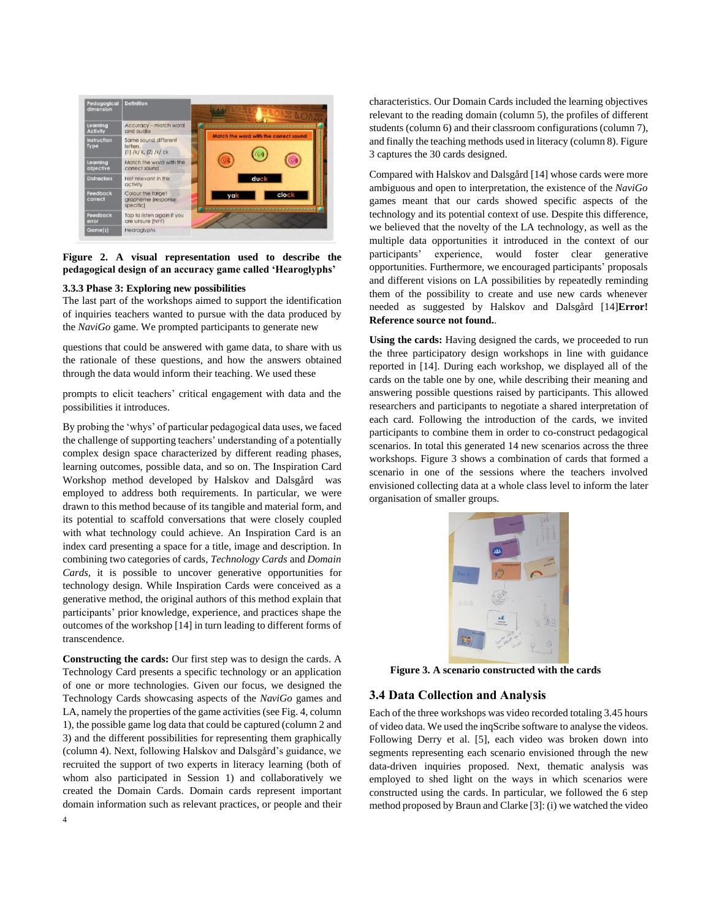**Figure 2. A visual representation used to describe the pedagogical design of an accuracy game called 'Hearoglyphs'**

### 3.3.3 Phase 3: Exploring new possibilities

The last part of the workshops aimed to support the identification of inquiries teachers wanted to pursue with the data produced by the *NaviGo* game. We prompted participants to generate new questions that could be answered with game data, to share with us the rationale of these questions, and how the answers obtained through the data would inform their teaching. We used these prompts to elicit teachers' critical engagement with data and the possibilities it introduces.

By probing the 'whys' of particular pedagogical data uses, we faced the challenge of supporting teachers' understanding of a potentially complex design space characterized by different reading phases, learning outcomes, possible data, and so on. The Inspiration Card Workshop method developed by Halskov and Dalsgård was employed to address both requirements. In particular, we were drawn to this method because of its tangible and material form, and its potential to scaffold conversations that were closely coupled with what technology could achieve. An Inspiration Card is an index card presenting a space for a title, image and description. In combining two categories of cards, *Technology Cards* and *Domain Cards*, it is possible to uncover generative opportunities for technology design. While Inspiration Cards were conceived as a generative method, the original authors of this method explain that participants' prior knowledge, experience, and practices shape the outcomes of the workshop [14] in turn leading to different forms of transcendence.

**Constructing the cards:** Our first step was to design the cards. A Technology Card presents a specific technology or an application of one or more technologies. Given our focus, we designed the Technology Cards showcasing aspects of the *NaviGo* games and LA, namely the properties of the game activities (see Fig. 4, column 1), the possible game log data that could be captured (column 2 and 3) and the different possibilities for representing them graphically (column 4). Next, following Halskov and Dalsgård's guidance, we recruited the support of two experts in literacy learning (both of whom also participated in Session 1) and collaboratively we created the Domain Cards. Domain cards represent important domain information such as relevant practices, or people and their characteristics. Our Domain Cards included the learning objectives relevant to the reading domain (column 5), the profiles of different students (column 6) and their classroom configurations (column 7), and finally the teaching methods used in literacy (column 8). Figure 3 captures the 30 cards designed.

Compared with Halskov and Dalsgård [14] whose cards were more ambiguous and open to interpretation, the existence of the *NaviGo* games meant that our cards showed specific aspects of the technology and its potential context of use. Despite this difference, we believed that the novelty of the LA technology, as well as the multiple data opportunities it introduced in the context of our participants' experience, would foster clear generative opportunities. Furthermore, we encouraged participants' proposals and different visions on LA possibilities by repeatedly reminding them of the possibility to create and use new cards whenever needed as suggested by Halskov and Dalsgård [14]**Error! Reference source not found.**.

**Using the cards:** Having designed the cards, we proceeded to run the three participatory design workshops in line with guidance reported in [14]. During each workshop, we displayed all of the cards on the table one by one, while describing their meaning and answering possible questions raised by participants. This allowed researchers and participants to negotiate a shared interpretation of each card. Following the introduction of the cards, we invited participants to combine them in order to co-construct pedagogical scenarios. In total this generated 14 new scenarios across the three workshops. Figure 3 shows a combination of cards that formed a scenario in one of the sessions where the teachers involved envisioned collecting data at a whole class level to inform the later organisation of smaller groups.

**Figure 3. A scenario constructed with the cards**

## 3.4 Data Collection and Analysis

Each of the three workshops was video recorded totaling 3.45 hours of video data. We used the inqScribe software to analyse the videos. Following Derry et al. [5], each video was broken down into segments representing each scenario envisioned through the new data-driven inquiries proposed. Next, thematic analysis was employed to shed light on the ways in which scenarios were constructed using the cards. In particular, we followed the 6 step method proposed by Braun and Clarke [3]: (i) we watched the video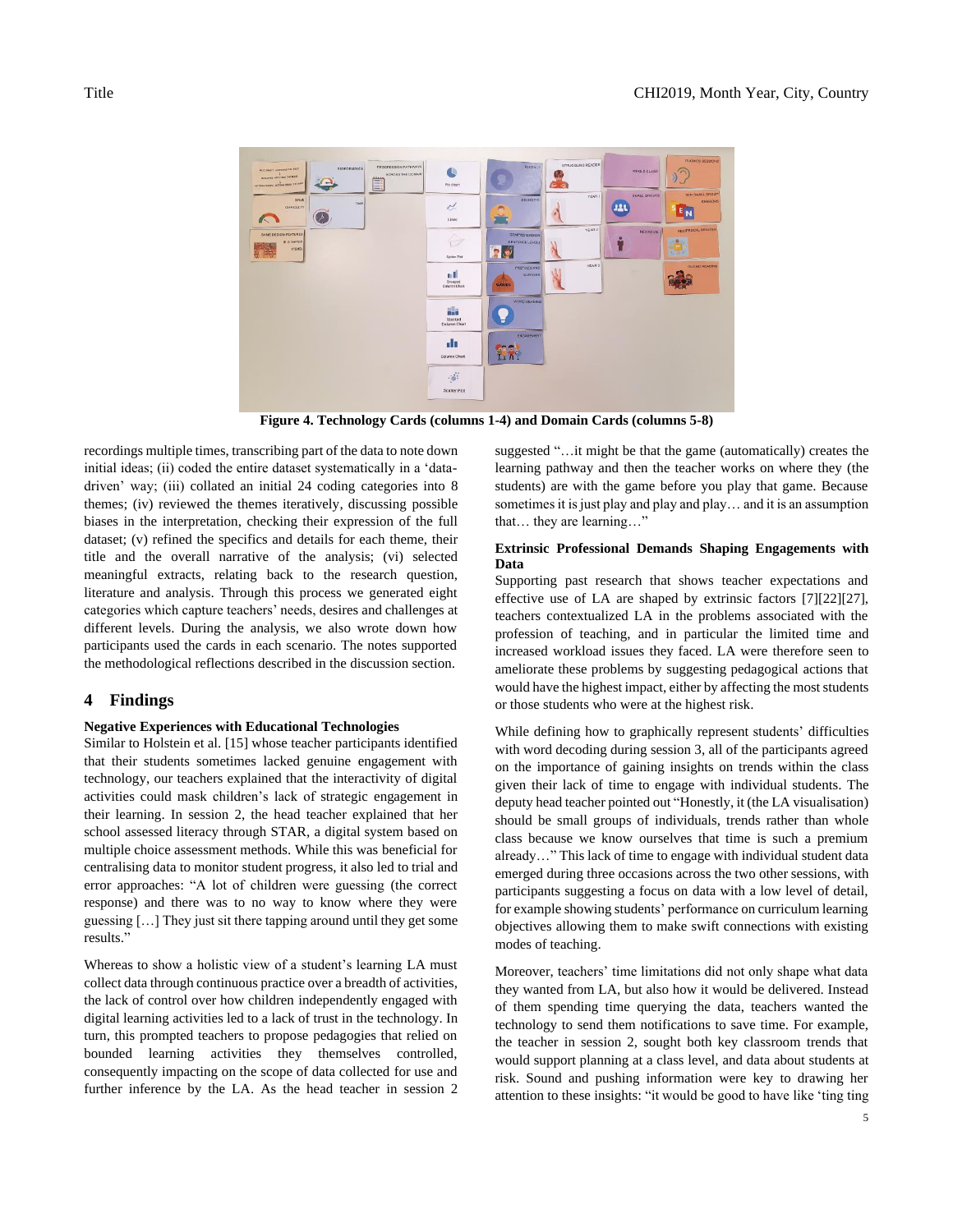Figure 4. Technology Cards (columns 1-4) and Domain Cards (columns 5-8)

recordings multiple times, transcribing part of the data to note down initial ideas; (ii) coded the entire dataset systematically in a 'data-driven' way; (iii) collated an initial 24 coding categories into 8 themes; (iv) reviewed the themes iteratively, discussing possible biases in the interpretation, checking their expression of the full dataset; (v) refined the specifics and details for each theme, their title and the overall narrative of the analysis; (vi) selected meaningful extracts, relating back to the research question, literature and analysis. Through this process we generated eight categories which capture teachers' needs, desires and challenges at different levels. During the analysis, we also wrote down how participants used the cards in each scenario. The notes supported the methodological reflections described in the discussion section.

# 4 Findings

### Negative Experiences with Educational Technologies

Similar to Holstein et al. [15] whose teacher participants identified that their students sometimes lacked genuine engagement with technology, our teachers explained that the interactivity of digital activities could mask children's lack of strategic engagement in their learning. In session 2, the head teacher explained that her school assessed literacy through STAR, a digital system based on multiple choice assessment methods. While this was beneficial for centralising data to monitor student progress, it also led to trial and error approaches: "A lot of children were guessing (the correct response) and there was to no way to know where they were guessing […] They just sit there tapping around until they get some results."

Whereas to show a holistic view of a student's learning LA must collect data through continuous practice over a breadth of activities, the lack of control over how children independently engaged with digital learning activities led to a lack of trust in the technology. In turn, this prompted teachers to propose pedagogies that relied on bounded learning activities they themselves controlled, consequently impacting on the scope of data collected for use and further inference by the LA. As the head teacher in session 2 suggested "…it might be that the game (automatically) creates the learning pathway and then the teacher works on where they (the students) are with the game before you play that game. Because sometimes it is just play and play and play… and it is an assumption that… they are learning…"

### Extrinsic Professional Demands Shaping Engagements with Data

Supporting past research that shows teacher expectations and effective use of LA are shaped by extrinsic factors [7][22][27], teachers contextualized LA in the problems associated with the profession of teaching, and in particular the limited time and increased workload issues they faced. LA were therefore seen to ameliorate these problems by suggesting pedagogical actions that would have the highest impact, either by affecting the most students or those students who were at the highest risk.

While defining how to graphically represent students' difficulties with word decoding during session 3, all of the participants agreed on the importance of gaining insights on trends within the class given their lack of time to engage with individual students. The deputy head teacher pointed out "Honestly, it (the LA visualisation) should be small groups of individuals, trends rather than whole class because we know ourselves that time is such a premium already…" This lack of time to engage with individual student data emerged during three occasions across the two other sessions, with participants suggesting a focus on data with a low level of detail, for example showing students' performance on curriculum learning objectives allowing them to make swift connections with existing modes of teaching.

Moreover, teachers' time limitations did not only shape what data they wanted from LA, but also how it would be delivered. Instead of them spending time querying the data, teachers wanted the technology to send them notifications to save time. For example, the teacher in session 2, sought both key classroom trends that would support planning at a class level, and data about students at risk. Sound and pushing information were key to drawing her attention to these insights: "it would be good to have like 'ting ting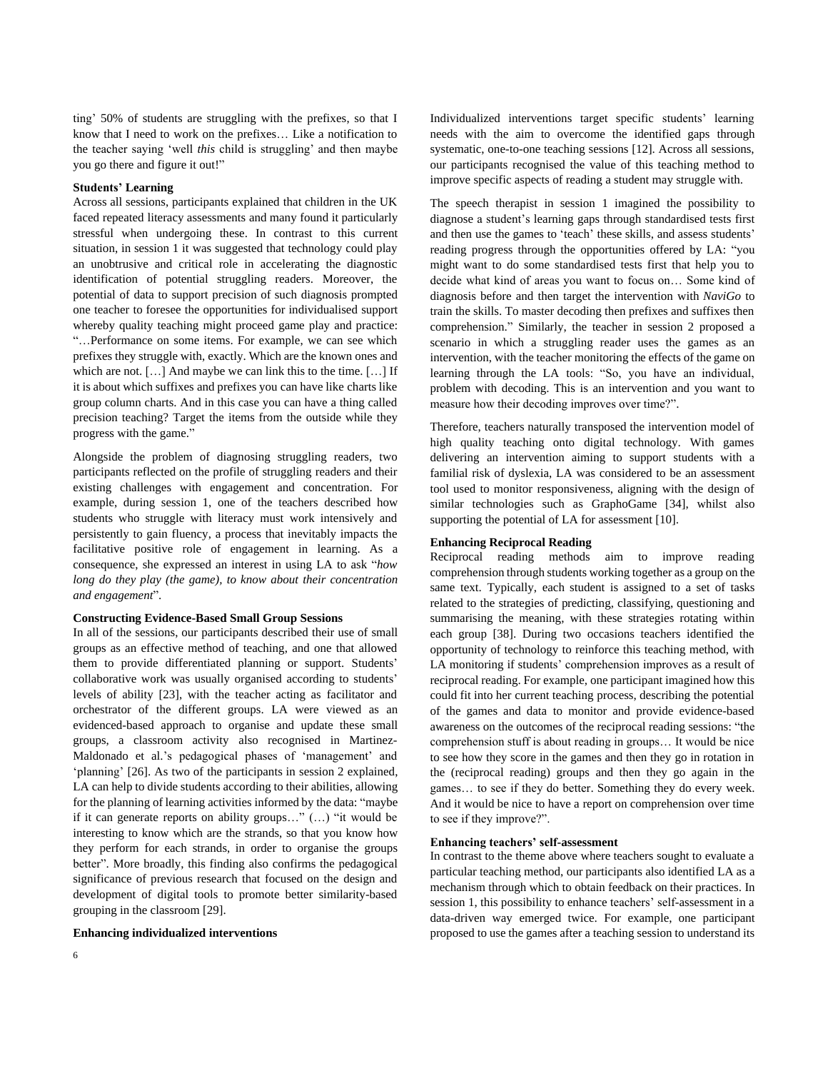ting' 50% of students are struggling with the prefixes, so that I know that I need to work on the prefixes… Like a notification to the teacher saying 'well *this* child is struggling' and then maybe you go there and figure it out!"

**Students' Learning**

Across all sessions, participants explained that children in the UK faced repeated literacy assessments and many found it particularly stressful when undergoing these. In contrast to this current situation, in session 1 it was suggested that technology could play an unobtrusive and critical role in accelerating the diagnostic identification of potential struggling readers. Moreover, the potential of data to support precision of such diagnosis prompted one teacher to foresee the opportunities for individualised support whereby quality teaching might proceed game play and practice: "…Performance on some items. For example, we can see which prefixes they struggle with, exactly. Which are the known ones and which are not. […] And maybe we can link this to the time. […] If it is about which suffixes and prefixes you can have like charts like group column charts. And in this case you can have a thing called precision teaching? Target the items from the outside while they progress with the game."

Alongside the problem of diagnosing struggling readers, two participants reflected on the profile of struggling readers and their existing challenges with engagement and concentration. For example, during session 1, one of the teachers described how students who struggle with literacy must work intensively and persistently to gain fluency, a process that inevitably impacts the facilitative positive role of engagement in learning. As a consequence, she expressed an interest in using LA to ask "*how long do they play (the game), to know about their concentration and engagement*".

**Constructing Evidence-Based Small Group Sessions**

In all of the sessions, our participants described their use of small groups as an effective method of teaching, and one that allowed them to provide differentiated planning or support. Students' collaborative work was usually organised according to students' levels of ability [23], with the teacher acting as facilitator and orchestrator of the different groups. LA were viewed as an evidenced-based approach to organise and update these small groups, a classroom activity also recognised in Martinez-Maldonado et al.'s pedagogical phases of 'management' and 'planning' [26]. As two of the participants in session 2 explained, LA can help to divide students according to their abilities, allowing for the planning of learning activities informed by the data: "maybe if it can generate reports on ability groups…" (…) "it would be interesting to know which are the strands, so that you know how they perform for each strands, in order to organise the groups better". More broadly, this finding also confirms the pedagogical significance of previous research that focused on the design and development of digital tools to promote better similarity-based grouping in the classroom [29].

**Enhancing individualized interventions**

Individualized interventions target specific students' learning needs with the aim to overcome the identified gaps through systematic, one-to-one teaching sessions [12]. Across all sessions, our participants recognised the value of this teaching method to improve specific aspects of reading a student may struggle with.

The speech therapist in session 1 imagined the possibility to diagnose a student's learning gaps through standardised tests first and then use the games to 'teach' these skills, and assess students' reading progress through the opportunities offered by LA: "you might want to do some standardised tests first that help you to decide what kind of areas you want to focus on… Some kind of diagnosis before and then target the intervention with *NaviGo* to train the skills. To master decoding then prefixes and suffixes then comprehension." Similarly, the teacher in session 2 proposed a scenario in which a struggling reader uses the games as an intervention, with the teacher monitoring the effects of the game on learning through the LA tools: "So, you have an individual, problem with decoding. This is an intervention and you want to measure how their decoding improves over time?".

Therefore, teachers naturally transposed the intervention model of high quality teaching onto digital technology. With games delivering an intervention aiming to support students with a familial risk of dyslexia, LA was considered to be an assessment tool used to monitor responsiveness, aligning with the design of similar technologies such as GraphoGame [34], whilst also supporting the potential of LA for assessment [10].

**Enhancing Reciprocal Reading**

Reciprocal reading methods aim to improve reading comprehension through students working together as a group on the same text. Typically, each student is assigned to a set of tasks related to the strategies of predicting, classifying, questioning and summarising the meaning, with these strategies rotating within each group [38]. During two occasions teachers identified the opportunity of technology to reinforce this teaching method, with LA monitoring if students' comprehension improves as a result of reciprocal reading. For example, one participant imagined how this could fit into her current teaching process, describing the potential of the games and data to monitor and provide evidence-based awareness on the outcomes of the reciprocal reading sessions: "the comprehension stuff is about reading in groups… It would be nice to see how they score in the games and then they go in rotation in the (reciprocal reading) groups and then they go again in the games… to see if they do better. Something they do every week. And it would be nice to have a report on comprehension over time to see if they improve?".

**Enhancing teachers' self-assessment**

In contrast to the theme above where teachers sought to evaluate a particular teaching method, our participants also identified LA as a mechanism through which to obtain feedback on their practices. In session 1, this possibility to enhance teachers' self-assessment in a data-driven way emerged twice. For example, one participant proposed to use the games after a teaching session to understand its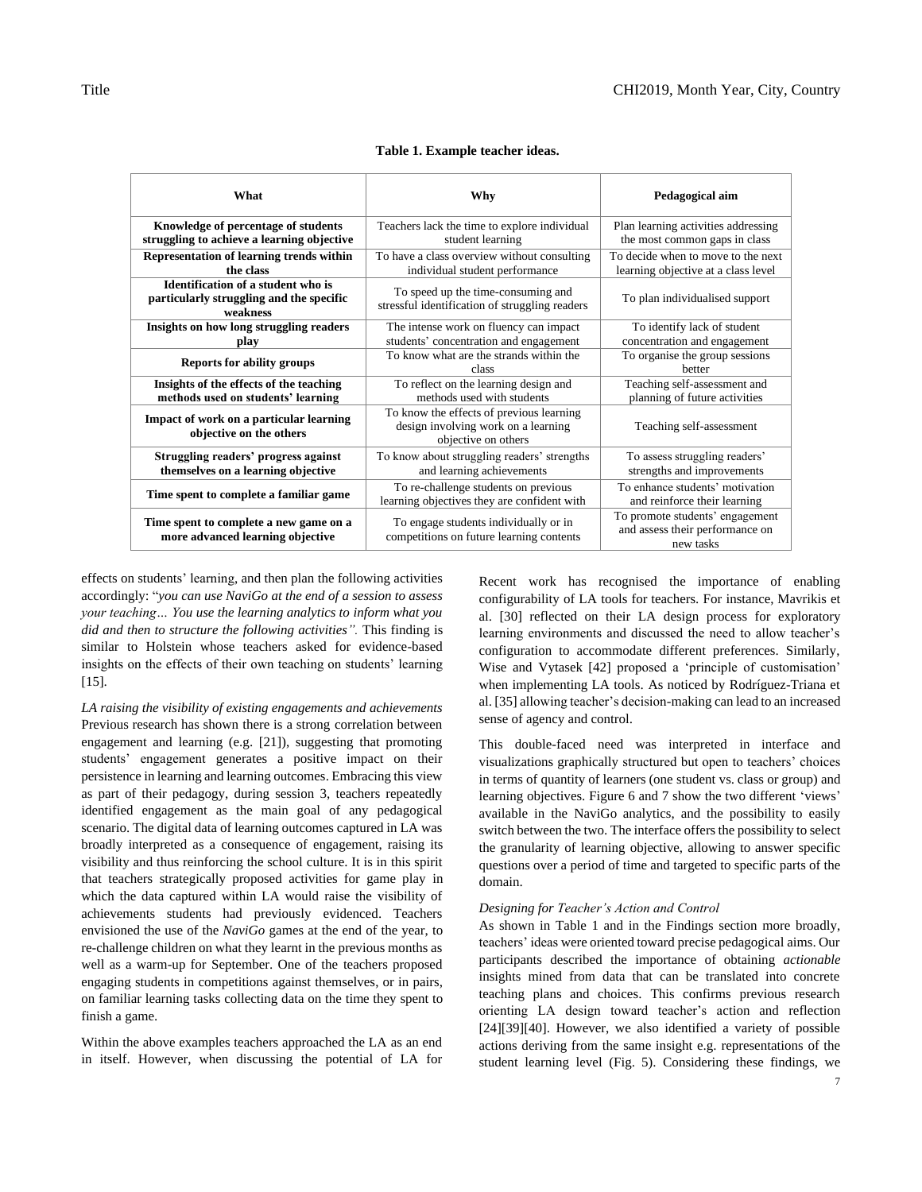**Table 1. Example teacher ideas.**

| What | Why | Pedagogical aim |
|---|---|---|
| **Knowledge of percentage of students struggling to achieve a learning objective** | Teachers lack the time to explore individual student learning | Plan learning activities addressing the most common gaps in class |
| **Representation of learning trends within the class** | To have a class overview without consulting individual student performance | To decide when to move to the next learning objective at a class level |
| **Identification of a student who is particularly struggling and the specific weakness** | To speed up the time-consuming and stressful identification of struggling readers | To plan individualised support |
| **Insights on how long struggling readers play** | The intense work on fluency can impact students' concentration and engagement | To identify lack of student concentration and engagement |
| **Reports for ability groups** | To know what are the strands within the class | To organise the group sessions better |
| **Insights of the effects of the teaching methods used on students' learning** | To reflect on the learning design and methods used with students | Teaching self-assessment and planning of future activities |
| **Impact of work on a particular learning objective on the others** | To know the effects of previous learning design involving work on a learning objective on others | Teaching self-assessment |
| **Struggling readers' progress against themselves on a learning objective** | To know about struggling readers' strengths and learning achievements | To assess struggling readers' strengths and improvements |
| **Time spent to complete a familiar game** | To re-challenge students on previous learning objectives they are confident with | To enhance students' motivation and reinforce their learning |
| **Time spent to complete a new game on a more advanced learning objective** | To engage students individually or in competitions on future learning contents | To promote students' engagement and assess their performance on new tasks |

effects on students' learning, and then plan the following activities accordingly: "*you can use NaviGo at the end of a session to assess your teaching… You use the learning analytics to inform what you did and then to structure the following activities".* This finding is similar to Holstein whose teachers asked for evidence-based insights on the effects of their own teaching on students' learning [15].

*LA raising the visibility of existing engagements and achievements*
Previous research has shown there is a strong correlation between engagement and learning (e.g. [21]), suggesting that promoting students' engagement generates a positive impact on their persistence in learning and learning outcomes. Embracing this view as part of their pedagogy, during session 3, teachers repeatedly identified engagement as the main goal of any pedagogical scenario. The digital data of learning outcomes captured in LA was broadly interpreted as a consequence of engagement, raising its visibility and thus reinforcing the school culture. It is in this spirit that teachers strategically proposed activities for game play in which the data captured within LA would raise the visibility of achievements students had previously evidenced. Teachers envisioned the use of the *NaviGo* games at the end of the year, to re-challenge children on what they learnt in the previous months as well as a warm-up for September. One of the teachers proposed engaging students in competitions against themselves, or in pairs, on familiar learning tasks collecting data on the time they spent to finish a game.

Within the above examples teachers approached the LA as an end in itself. However, when discussing the potential of LA for

Recent work has recognised the importance of enabling configurability of LA tools for teachers. For instance, Mavrikis et al. [30] reflected on their LA design process for exploratory learning environments and discussed the need to allow teacher's configuration to accommodate different preferences. Similarly, Wise and Vytasek [42] proposed a 'principle of customisation' when implementing LA tools. As noticed by Rodríguez-Triana et al. [35] allowing teacher's decision-making can lead to an increased sense of agency and control.

This double-faced need was interpreted in interface and visualizations graphically structured but open to teachers' choices in terms of quantity of learners (one student vs. class or group) and learning objectives. Figure 6 and 7 show the two different 'views' available in the NaviGo analytics, and the possibility to easily switch between the two. The interface offers the possibility to select the granularity of learning objective, allowing to answer specific questions over a period of time and targeted to specific parts of the domain.

*Designing for Teacher's Action and Control*
As shown in Table 1 and in the Findings section more broadly, teachers' ideas were oriented toward precise pedagogical aims. Our participants described the importance of obtaining *actionable* insights mined from data that can be translated into concrete teaching plans and choices. This confirms previous research orienting LA design toward teacher's action and reflection [24][39][40]. However, we also identified a variety of possible actions deriving from the same insight e.g. representations of the student learning level (Fig. 5). Considering these findings, we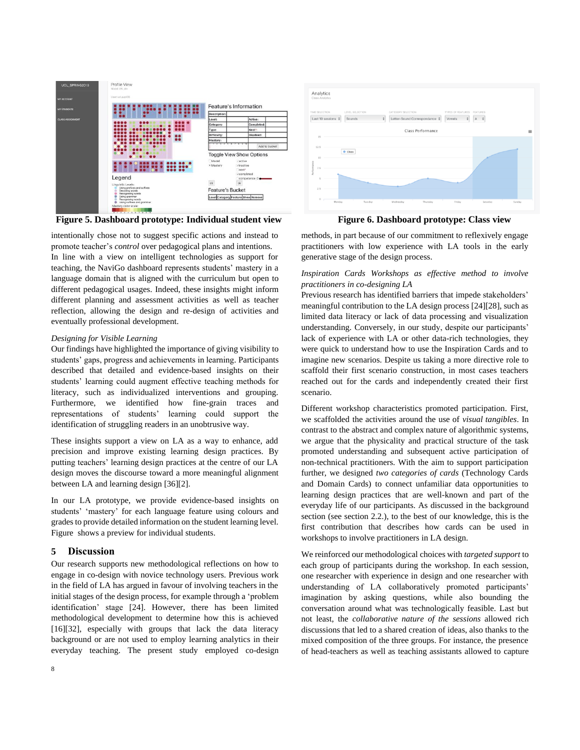Figure 5. Dashboard prototype: Individual student view

Figure 6. Dashboard prototype: Class view

intentionally chose not to suggest specific actions and instead to promote teacher's *control* over pedagogical plans and intentions. In line with a view on intelligent technologies as support for teaching, the NaviGo dashboard represents students' mastery in a language domain that is aligned with the curriculum but open to different pedagogical usages. Indeed, these insights might inform different planning and assessment activities as well as teacher reflection, allowing the design and re-design of activities and eventually professional development.

*Designing for Visible Learning*

Our findings have highlighted the importance of giving visibility to students' gaps, progress and achievements in learning. Participants described that detailed and evidence-based insights on their students' learning could augment effective teaching methods for literacy, such as individualized interventions and grouping. Furthermore, we identified how fine-grain traces and representations of students' learning could support the identification of struggling readers in an unobtrusive way.

These insights support a view on LA as a way to enhance, add precision and improve existing learning design practices. By putting teachers' learning design practices at the centre of our LA design moves the discourse toward a more meaningful alignment between LA and learning design [36][2].

In our LA prototype, we provide evidence-based insights on students' 'mastery' for each language feature using colours and grades to provide detailed information on the student learning level. Figure shows a preview for individual students.

## 5 Discussion

Our research supports new methodological reflections on how to engage in co-design with novice technology users. Previous work in the field of LA has argued in favour of involving teachers in the initial stages of the design process, for example through a 'problem identification' stage [24]. However, there has been limited methodological development to determine how this is achieved [16][32], especially with groups that lack the data literacy background or are not used to employ learning analytics in their everyday teaching. The present study employed co-design methods, in part because of our commitment to reflexively engage practitioners with low experience with LA tools in the early generative stage of the design process.

*Inspiration Cards Workshops as effective method to involve practitioners in co-designing LA*

Previous research has identified barriers that impede stakeholders' meaningful contribution to the LA design process [24][28], such as limited data literacy or lack of data processing and visualization understanding. Conversely, in our study, despite our participants' lack of experience with LA or other data-rich technologies, they were quick to understand how to use the Inspiration Cards and to imagine new scenarios. Despite us taking a more directive role to scaffold their first scenario construction, in most cases teachers reached out for the cards and independently created their first scenario.

Different workshop characteristics promoted participation. First, we scaffolded the activities around the use of *visual tangibles*. In contrast to the abstract and complex nature of algorithmic systems, we argue that the physicality and practical structure of the task promoted understanding and subsequent active participation of non-technical practitioners. With the aim to support participation further, we designed *two categories of cards* (Technology Cards and Domain Cards) to connect unfamiliar data opportunities to learning design practices that are well-known and part of the everyday life of our participants. As discussed in the background section (see section 2.2.), to the best of our knowledge, this is the first contribution that describes how cards can be used in workshops to involve practitioners in LA design.

We reinforced our methodological choices with *targeted support* to each group of participants during the workshop. In each session, one researcher with experience in design and one researcher with understanding of LA collaboratively promoted participants' imagination by asking questions, while also bounding the conversation around what was technologically feasible. Last but not least, the *collaborative nature of the sessions* allowed rich discussions that led to a shared creation of ideas, also thanks to the mixed composition of the three groups. For instance, the presence of head-teachers as well as teaching assistants allowed to capture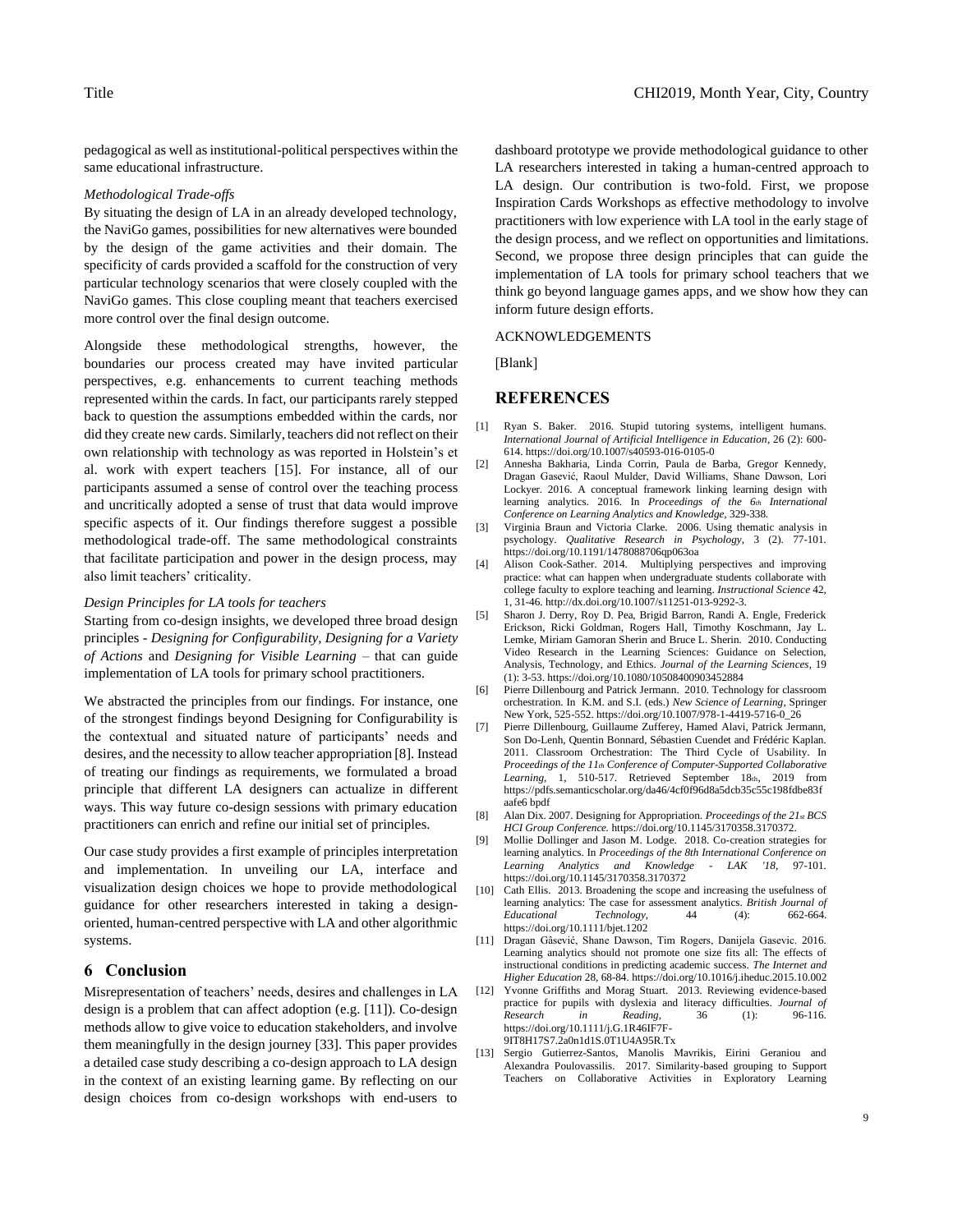pedagogical as well as institutional-political perspectives within the same educational infrastructure.

*Methodological Trade-offs*

By situating the design of LA in an already developed technology, the NaviGo games, possibilities for new alternatives were bounded by the design of the game activities and their domain. The specificity of cards provided a scaffold for the construction of very particular technology scenarios that were closely coupled with the NaviGo games. This close coupling meant that teachers exercised more control over the final design outcome.

Alongside these methodological strengths, however, the boundaries our process created may have invited particular perspectives, e.g. enhancements to current teaching methods represented within the cards. In fact, our participants rarely stepped back to question the assumptions embedded within the cards, nor did they create new cards. Similarly, teachers did not reflect on their own relationship with technology as was reported in Holstein's et al. work with expert teachers [15]. For instance, all of our participants assumed a sense of control over the teaching process and uncritically adopted a sense of trust that data would improve specific aspects of it. Our findings therefore suggest a possible methodological trade-off. The same methodological constraints that facilitate participation and power in the design process, may also limit teachers' criticality.

*Design Principles for LA tools for teachers*

Starting from co-design insights, we developed three broad design principles - *Designing for Configurability*, *Designing for a Variety of Actions* and *Designing for Visible Learning* – that can guide implementation of LA tools for primary school practitioners.

We abstracted the principles from our findings. For instance, one of the strongest findings beyond Designing for Configurability is the contextual and situated nature of participants' needs and desires, and the necessity to allow teacher appropriation [8]. Instead of treating our findings as requirements, we formulated a broad principle that different LA designers can actualize in different ways. This way future co-design sessions with primary education practitioners can enrich and refine our initial set of principles.

Our case study provides a first example of principles interpretation and implementation. In unveiling our LA, interface and visualization design choices we hope to provide methodological guidance for other researchers interested in taking a design-oriented, human-centred perspective with LA and other algorithmic systems.

## 6 Conclusion

Misrepresentation of teachers' needs, desires and challenges in LA design is a problem that can affect adoption (e.g. [11]). Co-design methods allow to give voice to education stakeholders, and involve them meaningfully in the design journey [33]. This paper provides a detailed case study describing a co-design approach to LA design in the context of an existing learning game. By reflecting on our design choices from co-design workshops with end-users to dashboard prototype we provide methodological guidance to other LA researchers interested in taking a human-centred approach to LA design. Our contribution is two-fold. First, we propose Inspiration Cards Workshops as effective methodology to involve practitioners with low experience with LA tool in the early stage of the design process, and we reflect on opportunities and limitations. Second, we propose three design principles that can guide the implementation of LA tools for primary school teachers that we think go beyond language games apps, and we show how they can inform future design efforts.

ACKNOWLEDGEMENTS

[Blank]

## REFERENCES

[1] Ryan S. Baker. 2016. Stupid tutoring systems, intelligent humans. *International Journal of Artificial Intelligence in Education*, 26 (2): 600-614. https://doi.org/10.1007/s40593-016-0105-0

[2] Annesha Bakharia, Linda Corrin, Paula de Barba, Gregor Kennedy, Dragan Gasević, Raoul Mulder, David Williams, Shane Dawson, Lori Lockyer. 2016. A conceptual framework linking learning design with learning analytics. 2016. In *Proceedings of the 6th International Conference on Learning Analytics and Knowledge*, 329-338.

[3] Virginia Braun and Victoria Clarke. 2006. Using thematic analysis in psychology. *Qualitative Research in Psychology*, 3 (2). 77-101. https://doi.org/10.1191/1478088706qp063oa

[4] Alison Cook-Sather. 2014. Multiplying perspectives and improving practice: what can happen when undergraduate students collaborate with college faculty to explore teaching and learning. *Instructional Science* 42, 1, 31-46. http://dx.doi.org/10.1007/s11251-013-9292-3.

[5] Sharon J. Derry, Roy D. Pea, Brigid Barron, Randi A. Engle, Frederick Erickson, Ricki Goldman, Rogers Hall, Timothy Koschmann, Jay L. Lemke, Miriam Gamoran Sherin and Bruce L. Sherin. 2010. Conducting Video Research in the Learning Sciences: Guidance on Selection, Analysis, Technology, and Ethics. *Journal of the Learning Sciences*, 19 (1): 3-53. https://doi.org/10.1080/10508400903452884

[6] Pierre Dillenbourg and Patrick Jermann. 2010. Technology for classroom orchestration. In K.M. and S.I. (eds.) *New Science of Learning*, Springer New York, 525-552. https://doi.org/10.1007/978-1-4419-5716-0_26

[7] Pierre Dillenbourg, Guillaume Zufferey, Hamed Alavi, Patrick Jermann, Son Do-Lenh, Quentin Bonnard, Sébastien Cuendet and Frédéric Kaplan. 2011. Classroom Orchestration: The Third Cycle of Usability. In *Proceedings of the 11th Conference of Computer-Supported Collaborative Learning*, 1, 510-517. Retrieved September 18th, 2019 from https://pdfs.semanticscholar.org/da46/4cf0f96d8a5dcb35c55c198fdbe83faafe6 bpdf

[8] Alan Dix. 2007. Designing for Appropriation. *Proceedings of the 21st BCS HCI Group Conference.* https://doi.org/10.1145/3170358.3170372.

[9] Mollie Dollinger and Jason M. Lodge. 2018. Co-creation strategies for learning analytics. In *Proceedings of the 8th International Conference on Learning Analytics and Knowledge - LAK '18*, 97-101. https://doi.org/10.1145/3170358.3170372

[10] Cath Ellis. 2013. Broadening the scope and increasing the usefulness of learning analytics: The case for assessment analytics. *British Journal of Educational Technology*, 44 (4): 662-664. https://doi.org/10.1111/bjet.1202

[11] Dragan Gâsević, Shane Dawson, Tim Rogers, Danijela Gasevic. 2016. Learning analytics should not promote one size fits all: The effects of instructional conditions in predicting academic success. *The Internet and Higher Education* 28, 68-84. https://doi.org/10.1016/j.iheduc.2015.10.002

[12] Yvonne Griffiths and Morag Stuart. 2013. Reviewing evidence-based practice for pupils with dyslexia and literacy difficulties. *Journal of Research in Reading*, 36 (1): 96-116. https://doi.org/10.1111/j.G.1R46IF7F-9IT8H17S7.2a0n1d1S.0T1U4A95R.Tx

[13] Sergio Gutierrez-Santos, Manolis Mavrikis, Eirini Geraniou and Alexandra Poulovassilis. 2017. Similarity-based grouping to Support Teachers on Collaborative Activities in Exploratory Learning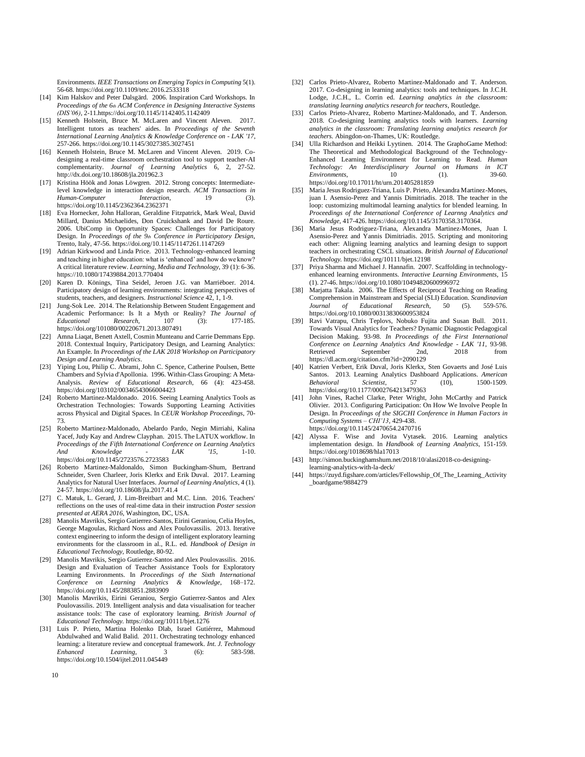Environments. *IEEE Transactions on Emerging Topics in Computing* 5(1). 56-68. https://doi.org/10.1109/tetc.2016.2533318

[14] Kim Halskov and Peter Dalsgärd. 2006. Inspiration Card Workshops. In *Proceedings of the 6th ACM Conference in Designing Interactive Systems (DIS'06)*, 2-11.https://doi.org/10.1145/1142405.1142409

[15] Kenneth Holstein, Bruce M. McLaren and Vincent Aleven. 2017. Intelligent tutors as teachers' aides. In *Proceedings of the Seventh International Learning Analytics & Knowledge Conference on - LAK '17*, 257-266. https://doi.org/10.1145/3027385.3027451

[16] Kenneth Holstein, Bruce M. McLaren and Vincent Aleven. 2019. Co-designing a real-time classroom orchestration tool to support teacher-AI complementarity. *Journal of Learning Analytics* 6, 2, 27-52. http://dx.doi.org/10.18608/jla.201962.3

[17] Kristina Höök and Jonas Löwgren. 2012. Strong concepts: Intermediate-level knowledge in interaction design research. *ACM Transactions in Human-Computer Interaction*, 19 (3). https://doi.org/10.1145/2362364.2362371

[18] Eva Hornecker, John Halloran, Geraldine Fitzpatrick, Mark Weal, David Millard, Danius Michaelides, Don Cruickshank and David De Roure. 2006. UbiComp in Opportunity Spaces: Challenges for Participatory Design. In *Proceedings of the 9th Conference in Participatory Design*, Trento, Italy, 47-56. https://doi.org/10.1145/1147261.1147269

[19] Adrian Kirkwood and Linda Price. 2013. Technology-enhanced learning and teaching in higher education: what is 'enhanced' and how do we know? A critical literature review. *Learning, Media and Technology*, 39 (1): 6-36. https://10.1080/17439884.2013.770404

[20] Karen D. Könings, Tina Seidel, Jeroen J.G. van Marriëboer. 2014. Participatory design of learning environments: integrating perspectives of students, teachers, and designers. *Instructional Science* 42, 1, 1-9.

[21] Jung-Sok Lee. 2014. The Relationship Between Student Engagement and Academic Performance: Is It a Myth or Reality? *The Journal of Educational Research*, 107 (3): 177-185. https://doi.org/101080/00220671.2013.807491

[22] Amna Liaqat, Benett Axtell, Cosmin Munteanu and Carrie Demmans Epp. 2018. Contextual Inquiry, Participatory Design, and Learning Analytics: An Example. In *Proceedings of the LAK 2018 Workshop on Participatory Design and Learning Analytics*.

[23] Yiping Lou, Philip C. Abrami, John C. Spence, Catherine Poulsen, Bette Chambers and Sylvia d'Apollonia. 1996. Within-Class Grouping: A Meta-Analysis. *Review of Educational Research*, 66 (4): 423-458. https://doi.org/103102/00346543066004423

[24] Roberto Martinez-Maldonado. 2016. Seeing Learning Analytics Tools as Orchestration Technologies: Towards Supporting Learning Activities across Physical and Digital Spaces. In *CEUR Workshop Proceedings*, 70-73.

[25] Roberto Martinez-Maldonado, Abelardo Pardo, Negin Mirriahi, Kalina Yacef, Judy Kay and Andrew Clayphan. 2015. The LATUX workflow. In *Proceedings of the Fifth International Conference on Learning Analytics And Knowledge - LAK '15*, 1-10. https://doi.org/10.1145/2723576.2723583

[26] Roberto Martinez-Maldonaldo, Simon Buckingham-Shum, Bertrand Schneider, Sven Charleer, Joris Klerkx and Erik Duval. 2017. Learning Analytics for Natural User Interfaces. *Journal of Learning Analytics*, 4 (1). 24-57. https://doi.org/10.18608/jla.2017.41.4

[27] C. Matuk, L. Gerard, J. Lim-Breitbart and M.C. Linn. 2016. Teachers' reflections on the uses of real-time data in their instruction *Poster session presented at AERA 2016*, Washington, DC, USA.

[28] Manolis Mavrikis, Sergio Gutierrez-Santos, Eirini Geraniou, Celia Hoyles, George Magoulas, Richard Noss and Alex Poulovassilis. 2013. Iterative context engineering to inform the design of intelligent exploratory learning environments for the classroom in al., R.L. ed. *Handbook of Design in Educational Technology*, Routledge, 80-92.

[29] Manolis Mavrikis, Sergio Gutierrez-Santos and Alex Poulovassilis. 2016. Design and Evaluation of Teacher Assistance Tools for Exploratory Learning Environments. In *Proceedings of the Sixth International Conference on Learning Analytics & Knowledge*, 168–172. https://doi.org/10.1145/2883851.2883909

[30] Manolis Mavrikis, Eirini Geraniou, Sergio Gutierrez-Santos and Alex Poulovassilis. 2019. Intelligent analysis and data visualisation for teacher assistance tools: The case of exploratory learning. *British Journal of Educational Technology.* https://doi.org/10111/bjet.1276

[31] Luis P. Prieto, Martina Holenko Dlab, Israel Gutiérrez, Mahmoud Abdulwahed and Walid Balid. 2011. Orchestrating technology enhanced learning: a literature review and conceptual framework. *Int. J. Technology Enhanced Learning*, 3 (6): 583-598. https://doi.org/10.1504/ijtel.2011.045449

[32] Carlos Prieto-Alvarez, Roberto Martinez-Maldonado and T. Anderson. 2017. Co-designing in learning analytics: tools and techniques. In J.C.H. Lodge, J.C.H., L. Corrin ed. *Learning analytics in the classroom: translating learning analytics research for teachers*, Routledge.

[33] Carlos Prieto-Alvarez, Roberto Martinez-Maldonado, and T. Anderson. 2018. Co-designing learning analytics tools with learners. *Learning analytics in the classroom: Translating learning analytics research for teachers.* Abingdon-on-Thames, UK: Routledge.

[34] Ulla Richardson and Heikki Lyytinen. 2014. The GraphoGame Method: The Theoretical and Methodological Background of the Technology-Enhanced Learning Environment for Learning to Read. *Human Technology: An Interdisciplinary Journal on Humans in ICT Environments*, 10 (1). 39-60. https://doi.org/10.17011/ht/urn.201405281859

[35] Maria Jesus Rodriguez-Triana, Luis P. Prieto, Alexandra Martinez-Mones, juan I. Asensio-Perez and Yannis Dimitriadis. 2018. The teacher in the loop: customizing multimodal learning analytics for blended learning. In *Proceedings of the International Conference of Learnng Analytics and Knowledge*, 417-426. https://doi.org/10.1145/3170358.3170364.

[36] Maria Jesus Rodriguez-Triana, Alexandra Martinez-Mones, Juan I. Asensio-Perez and Yannis Dimitriadis. 2015. Scripting and monitoring each other: Aligning learning analytics and learning design to support teachers in orchestrating CSCL situations. *British Journal of Educational Technology.* https://doi.org/10111/bjet.12198

[37] Priya Sharma and Michael J. Hannafin. 2007. Scaffolding in technology-enhanced learning environments. *Interactive Learning Environments*, 15 (1). 27-46. https://doi.org/10.1080/10494820600996972

[38] Marjatta Takala. 2006. The Effects of Reciprocal Teaching on Reading Comprehension in Mainstream and Special (SLI) Education. *Scandinavian Journal of Educational Research*, 50 (5). 559-576. https://doi.org/10.1080/00313830600953824

[39] Ravi Vatrapu, Chris Teplovs, Nobuko Fujita and Susan Bull. 2011. Towards Visual Analytics for Teachers? Dynamic Diagnostic Pedagogical Decision Making. 93-98. *In Proceedings of the First International Conference on Learning Analytics And Knowledge - LAK '11*, 93-98. Retrieved September 2nd, 2018 from https://dl.acm.org/citation.cfm?id=2090129

[40] Katrien Verbert, Erik Duval, Joris Klerkx, Sten Govaerts and José Luis Santos. 2013. Learning Analytics Dashboard Applications. *American Behavioral Scientist*, 57 (10), 1500-1509. https://doi.org/10.1177/0002764213479363

[41] John Vines, Rachel Clarke, Peter Wright, John McCarthy and Patrick Olivier. 2013. Configuring Participation: On How We Involve People In Design. In *Proceedings of the SIGCHI Conference in Human Factors in Computing Systems – CHI'13*, 429-438. https://doi.org/10.1145/2470654.2470716

[42] Alyssa F. Wise and Jovita Vytasek. 2016. Learning analytics implementation design. In *Handbook of Learning Analytics*, 151-159. https://doi.org/1018698/hla17013

[43] http://simon.buckinghamshum.net/2018/10/alasi2018-co-designing-learning-analytics-with-la-deck/

[44] https://zuyd.figshare.com/articles/Fellowship_Of_The_Learning_Activity_boardgame/9884279